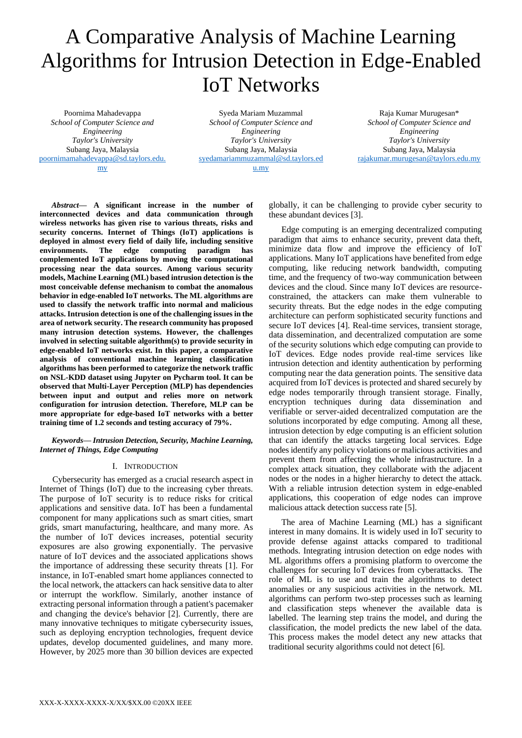# A Comparative Analysis of Machine Learning Algorithms for Intrusion Detection in Edge-Enabled IoT Networks

Poornima Mahadevappa
*School of Computer Science and Engineering*
*Taylor's University*
Subang Jaya, Malaysia
poornimamahadevappa@sd.taylors.edu.my

Syeda Mariam Muzammal
*School of Computer Science and Engineering*
*Taylor's University*
Subang Jaya, Malaysia
syedamariammuzammal@sd.taylors.edu.my

Raja Kumar Murugesan*
*School of Computer Science and Engineering*
*Taylor's University*
Subang Jaya, Malaysia
rajakumar.murugesan@taylors.edu.my

***Abstract*— A significant increase in the number of interconnected devices and data communication through wireless networks has given rise to various threats, risks and security concerns. Internet of Things (IoT) applications is deployed in almost every field of daily life, including sensitive environments. The edge computing paradigm has complemented IoT applications by moving the computational processing near the data sources. Among various security models, Machine Learning (ML) based intrusion detection is the most conceivable defense mechanism to combat the anomalous behavior in edge-enabled IoT networks. The ML algorithms are used to classify the network traffic into normal and malicious attacks. Intrusion detection is one of the challenging issues in the area of network security. The research community has proposed many intrusion detection systems. However, the challenges involved in selecting suitable algorithm(s) to provide security in edge-enabled IoT networks exist. In this paper, a comparative analysis of conventional machine learning classification algorithms has been performed to categorize the network traffic on NSL-KDD dataset using Jupyter on Pycharm tool. It can be observed that Multi-Layer Perception (MLP) has dependencies between input and output and relies more on network configuration for intrusion detection. Therefore, MLP can be more appropriate for edge-based IoT networks with a better training time of 1.2 seconds and testing accuracy of 79%.**

***Keywords*— *Intrusion Detection, Security, Machine Learning, Internet of Things, Edge Computing***

## I. Introduction

Cybersecurity has emerged as a crucial research aspect in Internet of Things (IoT) due to the increasing cyber threats. The purpose of IoT security is to reduce risks for critical applications and sensitive data. IoT has been a fundamental component for many applications such as smart cities, smart grids, smart manufacturing, healthcare, and many more. As the number of IoT devices increases, potential security exposures are also growing exponentially. The pervasive nature of IoT devices and the associated applications shows the importance of addressing these security threats [1]. For instance, in IoT-enabled smart home appliances connected to the local network, the attackers can hack sensitive data to alter or interrupt the workflow. Similarly, another instance of extracting personal information through a patient's pacemaker and changing the device's behavior [2]. Currently, there are many innovative techniques to mitigate cybersecurity issues, such as deploying encryption technologies, frequent device updates, develop documented guidelines, and many more. However, by 2025 more than 30 billion devices are expected globally, it can be challenging to provide cyber security to these abundant devices [3].

Edge computing is an emerging decentralized computing paradigm that aims to enhance security, prevent data theft, minimize data flow and improve the efficiency of IoT applications. Many IoT applications have benefited from edge computing, like reducing network bandwidth, computing time, and the frequency of two-way communication between devices and the cloud. Since many IoT devices are resource-constrained, the attackers can make them vulnerable to security threats. But the edge nodes in the edge computing architecture can perform sophisticated security functions and secure IoT devices [4]. Real-time services, transient storage, data dissemination, and decentralized computation are some of the security solutions which edge computing can provide to IoT devices. Edge nodes provide real-time services like intrusion detection and identity authentication by performing computing near the data generation points. The sensitive data acquired from IoT devices is protected and shared securely by edge nodes temporarily through transient storage. Finally, encryption techniques during data dissemination and verifiable or server-aided decentralized computation are the solutions incorporated by edge computing. Among all these, intrusion detection by edge computing is an efficient solution that can identify the attacks targeting local services. Edge nodes identify any policy violations or malicious activities and prevent them from affecting the whole infrastructure. In a complex attack situation, they collaborate with the adjacent nodes or the nodes in a higher hierarchy to detect the attack. With a reliable intrusion detection system in edge-enabled applications, this cooperation of edge nodes can improve malicious attack detection success rate [5].

The area of Machine Learning (ML) has a significant interest in many domains. It is widely used in IoT security to provide defense against attacks compared to traditional methods. Integrating intrusion detection on edge nodes with ML algorithms offers a promising platform to overcome the challenges for securing IoT devices from cyberattacks. The role of ML is to use and train the algorithms to detect anomalies or any suspicious activities in the network. ML algorithms can perform two-step processes such as learning and classification steps whenever the available data is labelled. The learning step trains the model, and during the classification, the model predicts the new label of the data. This process makes the model detect any new attacks that traditional security algorithms could not detect [6].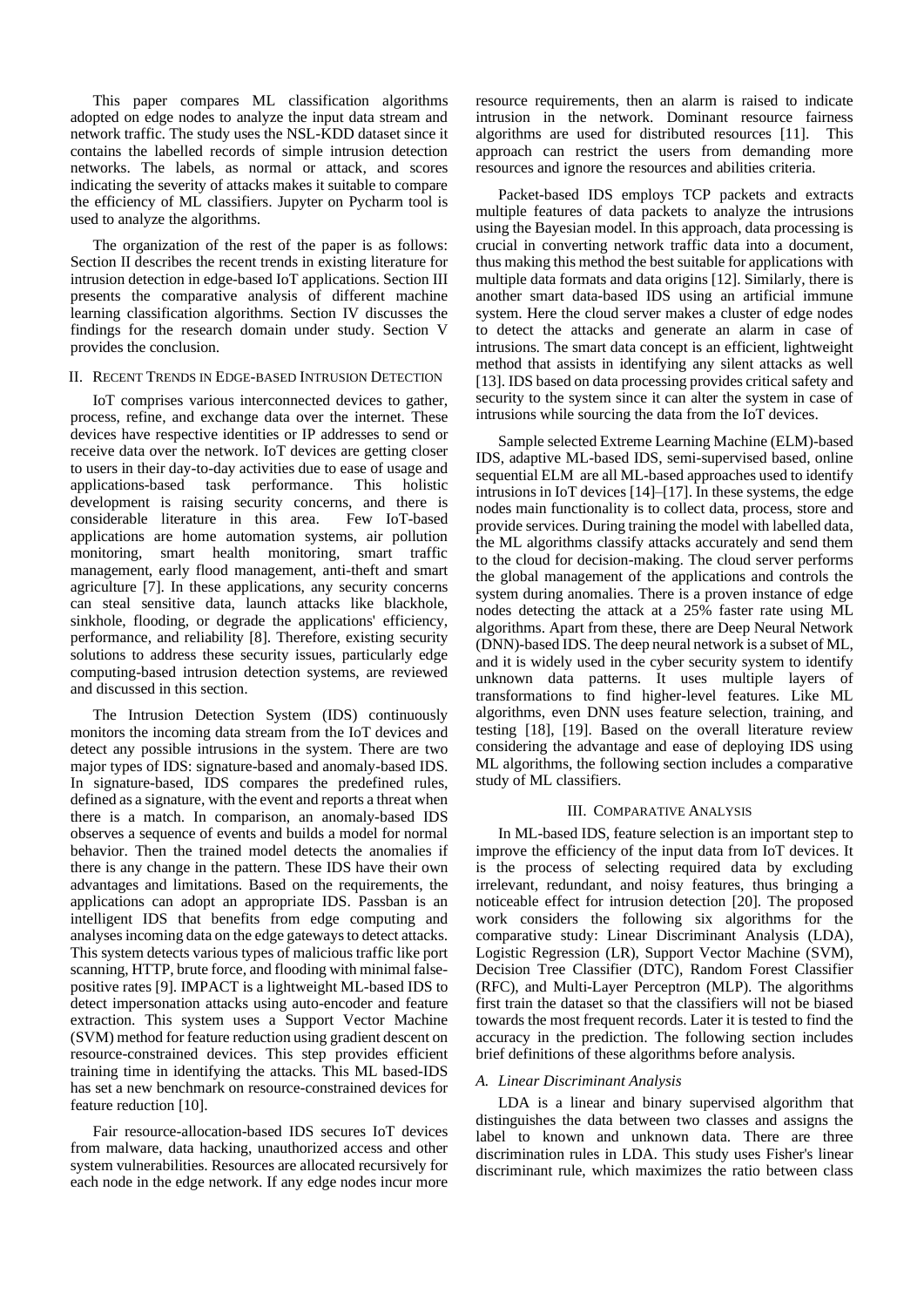This paper compares ML classification algorithms adopted on edge nodes to analyze the input data stream and network traffic. The study uses the NSL-KDD dataset since it contains the labelled records of simple intrusion detection networks. The labels, as normal or attack, and scores indicating the severity of attacks makes it suitable to compare the efficiency of ML classifiers. Jupyter on Pycharm tool is used to analyze the algorithms.

The organization of the rest of the paper is as follows: Section II describes the recent trends in existing literature for intrusion detection in edge-based IoT applications. Section III presents the comparative analysis of different machine learning classification algorithms. Section IV discusses the findings for the research domain under study. Section V provides the conclusion.

## II. Recent Trends in Edge-based Intrusion Detection

IoT comprises various interconnected devices to gather, process, refine, and exchange data over the internet. These devices have respective identities or IP addresses to send or receive data over the network. IoT devices are getting closer to users in their day-to-day activities due to ease of usage and applications-based task performance. This holistic development is raising security concerns, and there is considerable literature in this area. Few IoT-based applications are home automation systems, air pollution monitoring, smart health monitoring, smart traffic management, early flood management, anti-theft and smart agriculture [7]. In these applications, any security concerns can steal sensitive data, launch attacks like blackhole, sinkhole, flooding, or degrade the applications' efficiency, performance, and reliability [8]. Therefore, existing security solutions to address these security issues, particularly edge computing-based intrusion detection systems, are reviewed and discussed in this section.

The Intrusion Detection System (IDS) continuously monitors the incoming data stream from the IoT devices and detect any possible intrusions in the system. There are two major types of IDS: signature-based and anomaly-based IDS. In signature-based, IDS compares the predefined rules, defined as a signature, with the event and reports a threat when there is a match. In comparison, an anomaly-based IDS observes a sequence of events and builds a model for normal behavior. Then the trained model detects the anomalies if there is any change in the pattern. These IDS have their own advantages and limitations. Based on the requirements, the applications can adopt an appropriate IDS. Passban is an intelligent IDS that benefits from edge computing and analyses incoming data on the edge gateways to detect attacks. This system detects various types of malicious traffic like port scanning, HTTP, brute force, and flooding with minimal false-positive rates [9]. IMPACT is a lightweight ML-based IDS to detect impersonation attacks using auto-encoder and feature extraction. This system uses a Support Vector Machine (SVM) method for feature reduction using gradient descent on resource-constrained devices. This step provides efficient training time in identifying the attacks. This ML based-IDS has set a new benchmark on resource-constrained devices for feature reduction [10].

Fair resource-allocation-based IDS secures IoT devices from malware, data hacking, unauthorized access and other system vulnerabilities. Resources are allocated recursively for each node in the edge network. If any edge nodes incur more resource requirements, then an alarm is raised to indicate intrusion in the network. Dominant resource fairness algorithms are used for distributed resources [11]. This approach can restrict the users from demanding more resources and ignore the resources and abilities criteria.

Packet-based IDS employs TCP packets and extracts multiple features of data packets to analyze the intrusions using the Bayesian model. In this approach, data processing is crucial in converting network traffic data into a document, thus making this method the best suitable for applications with multiple data formats and data origins [12]. Similarly, there is another smart data-based IDS using an artificial immune system. Here the cloud server makes a cluster of edge nodes to detect the attacks and generate an alarm in case of intrusions. The smart data concept is an efficient, lightweight method that assists in identifying any silent attacks as well [13]. IDS based on data processing provides critical safety and security to the system since it can alter the system in case of intrusions while sourcing the data from the IoT devices.

Sample selected Extreme Learning Machine (ELM)-based IDS, adaptive ML-based IDS, semi-supervised based, online sequential ELM are all ML-based approaches used to identify intrusions in IoT devices [14]–[17]. In these systems, the edge nodes main functionality is to collect data, process, store and provide services. During training the model with labelled data, the ML algorithms classify attacks accurately and send them to the cloud for decision-making. The cloud server performs the global management of the applications and controls the system during anomalies. There is a proven instance of edge nodes detecting the attack at a 25% faster rate using ML algorithms. Apart from these, there are Deep Neural Network (DNN)-based IDS. The deep neural network is a subset of ML, and it is widely used in the cyber security system to identify unknown data patterns. It uses multiple layers of transformations to find higher-level features. Like ML algorithms, even DNN uses feature selection, training, and testing [18], [19]. Based on the overall literature review considering the advantage and ease of deploying IDS using ML algorithms, the following section includes a comparative study of ML classifiers.

## III. Comparative Analysis

In ML-based IDS, feature selection is an important step to improve the efficiency of the input data from IoT devices. It is the process of selecting required data by excluding irrelevant, redundant, and noisy features, thus bringing a noticeable effect for intrusion detection [20]. The proposed work considers the following six algorithms for the comparative study: Linear Discriminant Analysis (LDA), Logistic Regression (LR), Support Vector Machine (SVM), Decision Tree Classifier (DTC), Random Forest Classifier (RFC), and Multi-Layer Perceptron (MLP). The algorithms first train the dataset so that the classifiers will not be biased towards the most frequent records. Later it is tested to find the accuracy in the prediction. The following section includes brief definitions of these algorithms before analysis.

### *A. Linear Discriminant Analysis*

LDA is a linear and binary supervised algorithm that distinguishes the data between two classes and assigns the label to known and unknown data. There are three discrimination rules in LDA. This study uses Fisher's linear discriminant rule, which maximizes the ratio between class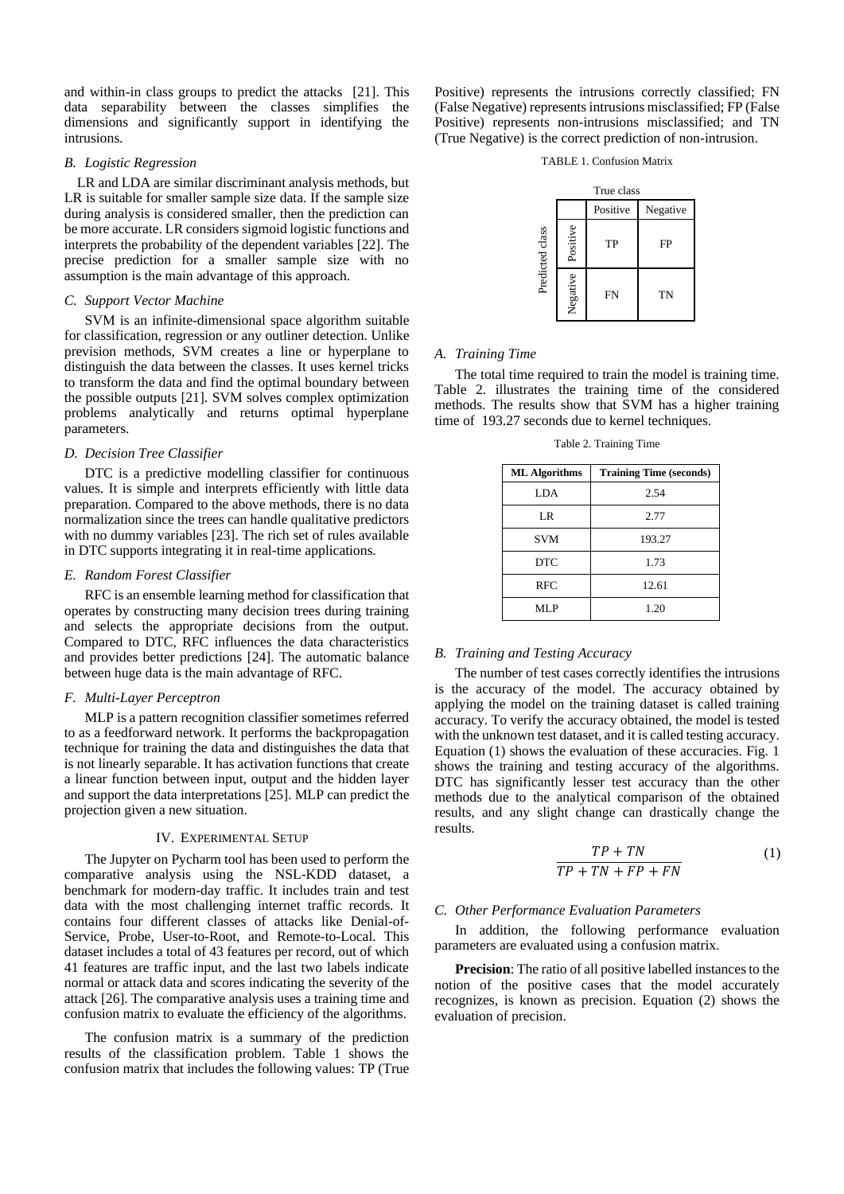and within-in class groups to predict the attacks [21]. This data separability between the classes simplifies the dimensions and significantly support in identifying the intrusions.

### *B. Logistic Regression*

LR and LDA are similar discriminant analysis methods, but LR is suitable for smaller sample size data. If the sample size during analysis is considered smaller, then the prediction can be more accurate. LR considers sigmoid logistic functions and interprets the probability of the dependent variables [22]. The precise prediction for a smaller sample size with no assumption is the main advantage of this approach.

### *C. Support Vector Machine*

SVM is an infinite-dimensional space algorithm suitable for classification, regression or any outliner detection. Unlike prevision methods, SVM creates a line or hyperplane to distinguish the data between the classes. It uses kernel tricks to transform the data and find the optimal boundary between the possible outputs [21]. SVM solves complex optimization problems analytically and returns optimal hyperplane parameters.

### *D. Decision Tree Classifier*

DTC is a predictive modelling classifier for continuous values. It is simple and interprets efficiently with little data preparation. Compared to the above methods, there is no data normalization since the trees can handle qualitative predictors with no dummy variables [23]. The rich set of rules available in DTC supports integrating it in real-time applications.

### *E. Random Forest Classifier*

RFC is an ensemble learning method for classification that operates by constructing many decision trees during training and selects the appropriate decisions from the output. Compared to DTC, RFC influences the data characteristics and provides better predictions [24]. The automatic balance between huge data is the main advantage of RFC.

### *F. Multi-Layer Perceptron*

MLP is a pattern recognition classifier sometimes referred to as a feedforward network. It performs the backpropagation technique for training the data and distinguishes the data that is not linearly separable. It has activation functions that create a linear function between input, output and the hidden layer and support the data interpretations [25]. MLP can predict the projection given a new situation.

## IV. Experimental Setup

The Jupyter on Pycharm tool has been used to perform the comparative analysis using the NSL-KDD dataset, a benchmark for modern-day traffic. It includes train and test data with the most challenging internet traffic records. It contains four different classes of attacks like Denial-of-Service, Probe, User-to-Root, and Remote-to-Local. This dataset includes a total of 43 features per record, out of which 41 features are traffic input, and the last two labels indicate normal or attack data and scores indicating the severity of the attack [26]. The comparative analysis uses a training time and confusion matrix to evaluate the efficiency of the algorithms.

The confusion matrix is a summary of the prediction results of the classification problem. Table 1 shows the confusion matrix that includes the following values: TP (True Positive) represents the intrusions correctly classified; FN (False Negative) represents intrusions misclassified; FP (False Positive) represents non-intrusions misclassified; and TN (True Negative) is the correct prediction of non-intrusion.

TABLE 1. Confusion Matrix

| | | True class | |
|---|---|---|---|
| | | Positive | Negative |
| Predicted class | Positive | TP | FP |
| | Negative | FN | TN |

### *A. Training Time*

The total time required to train the model is training time. Table 2. illustrates the training time of the considered methods. The results show that SVM has a higher training time of 193.27 seconds due to kernel techniques.

Table 2. Training Time

| ML Algorithms | Training Time (seconds) |
|---|---|
| LDA | 2.54 |
| LR | 2.77 |
| SVM | 193.27 |
| DTC | 1.73 |
| RFC | 12.61 |
| MLP | 1.20 |

### *B. Training and Testing Accuracy*

The number of test cases correctly identifies the intrusions is the accuracy of the model. The accuracy obtained by applying the model on the training dataset is called training accuracy. To verify the accuracy obtained, the model is tested with the unknown test dataset, and it is called testing accuracy. Equation (1) shows the evaluation of these accuracies. Fig. 1 shows the training and testing accuracy of the algorithms. DTC has significantly lesser test accuracy than the other methods due to the analytical comparison of the obtained results, and any slight change can drastically change the results.

$$\frac{TP + TN}{TP + TN + FP + FN} \quad (1)$$

### *C. Other Performance Evaluation Parameters*

In addition, the following performance evaluation parameters are evaluated using a confusion matrix.

**Precision**: The ratio of all positive labelled instances to the notion of the positive cases that the model accurately recognizes, is known as precision. Equation (2) shows the evaluation of precision.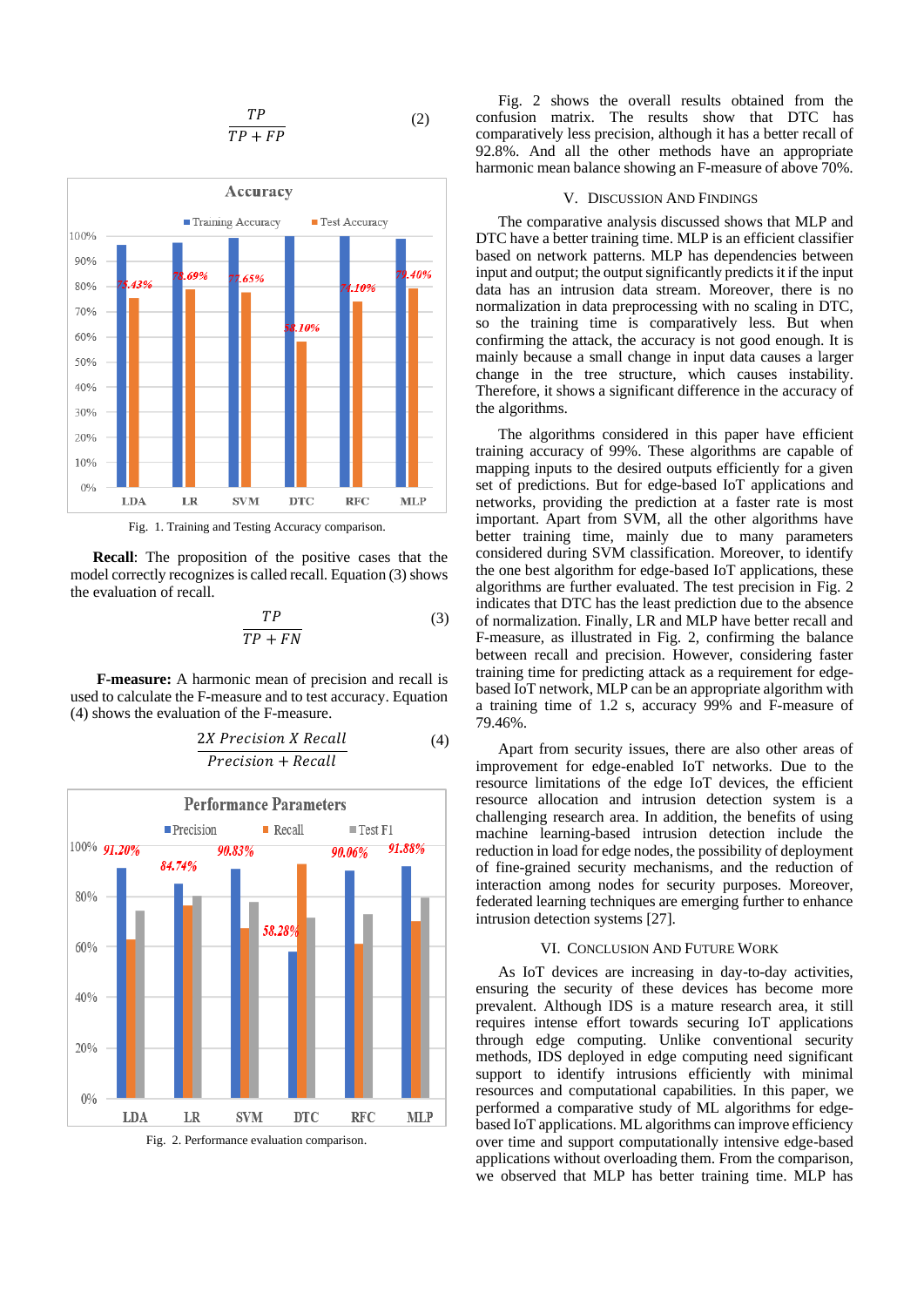$$\frac{TP}{TP + FP} \tag{2}$$

Fig. 1. Training and Testing Accuracy comparison.

**Recall**: The proposition of the positive cases that the model correctly recognizes is called recall. Equation (3) shows the evaluation of recall.

$$\frac{TP}{TP + FN} \tag{3}$$

**F-measure:** A harmonic mean of precision and recall is used to calculate the F-measure and to test accuracy. Equation (4) shows the evaluation of the F-measure.

$$\frac{2X\ Precision\ X\ Recall}{Precision + Recall} \tag{4}$$

Fig. 2. Performance evaluation comparison.

Fig. 2 shows the overall results obtained from the confusion matrix. The results show that DTC has comparatively less precision, although it has a better recall of 92.8%. And all the other methods have an appropriate harmonic mean balance showing an F-measure of above 70%.

## V. Discussion And Findings

The comparative analysis discussed shows that MLP and DTC have a better training time. MLP is an efficient classifier based on network patterns. MLP has dependencies between input and output; the output significantly predicts it if the input data has an intrusion data stream. Moreover, there is no normalization in data preprocessing with no scaling in DTC, so the training time is comparatively less. But when confirming the attack, the accuracy is not good enough. It is mainly because a small change in input data causes a larger change in the tree structure, which causes instability. Therefore, it shows a significant difference in the accuracy of the algorithms.

The algorithms considered in this paper have efficient training accuracy of 99%. These algorithms are capable of mapping inputs to the desired outputs efficiently for a given set of predictions. But for edge-based IoT applications and networks, providing the prediction at a faster rate is most important. Apart from SVM, all the other algorithms have better training time, mainly due to many parameters considered during SVM classification. Moreover, to identify the one best algorithm for edge-based IoT applications, these algorithms are further evaluated. The test precision in Fig. 2 indicates that DTC has the least prediction due to the absence of normalization. Finally, LR and MLP have better recall and F-measure, as illustrated in Fig. 2, confirming the balance between recall and precision. However, considering faster training time for predicting attack as a requirement for edge-based IoT network, MLP can be an appropriate algorithm with a training time of 1.2 s, accuracy 99% and F-measure of 79.46%.

Apart from security issues, there are also other areas of improvement for edge-enabled IoT networks. Due to the resource limitations of the edge IoT devices, the efficient resource allocation and intrusion detection system is a challenging research area. In addition, the benefits of using machine learning-based intrusion detection include the reduction in load for edge nodes, the possibility of deployment of fine-grained security mechanisms, and the reduction of interaction among nodes for security purposes. Moreover, federated learning techniques are emerging further to enhance intrusion detection systems [27].

## VI. Conclusion And Future Work

As IoT devices are increasing in day-to-day activities, ensuring the security of these devices has become more prevalent. Although IDS is a mature research area, it still requires intense effort towards securing IoT applications through edge computing. Unlike conventional security methods, IDS deployed in edge computing need significant support to identify intrusions efficiently with minimal resources and computational capabilities. In this paper, we performed a comparative study of ML algorithms for edge-based IoT applications. ML algorithms can improve efficiency over time and support computationally intensive edge-based applications without overloading them. From the comparison, we observed that MLP has better training time. MLP has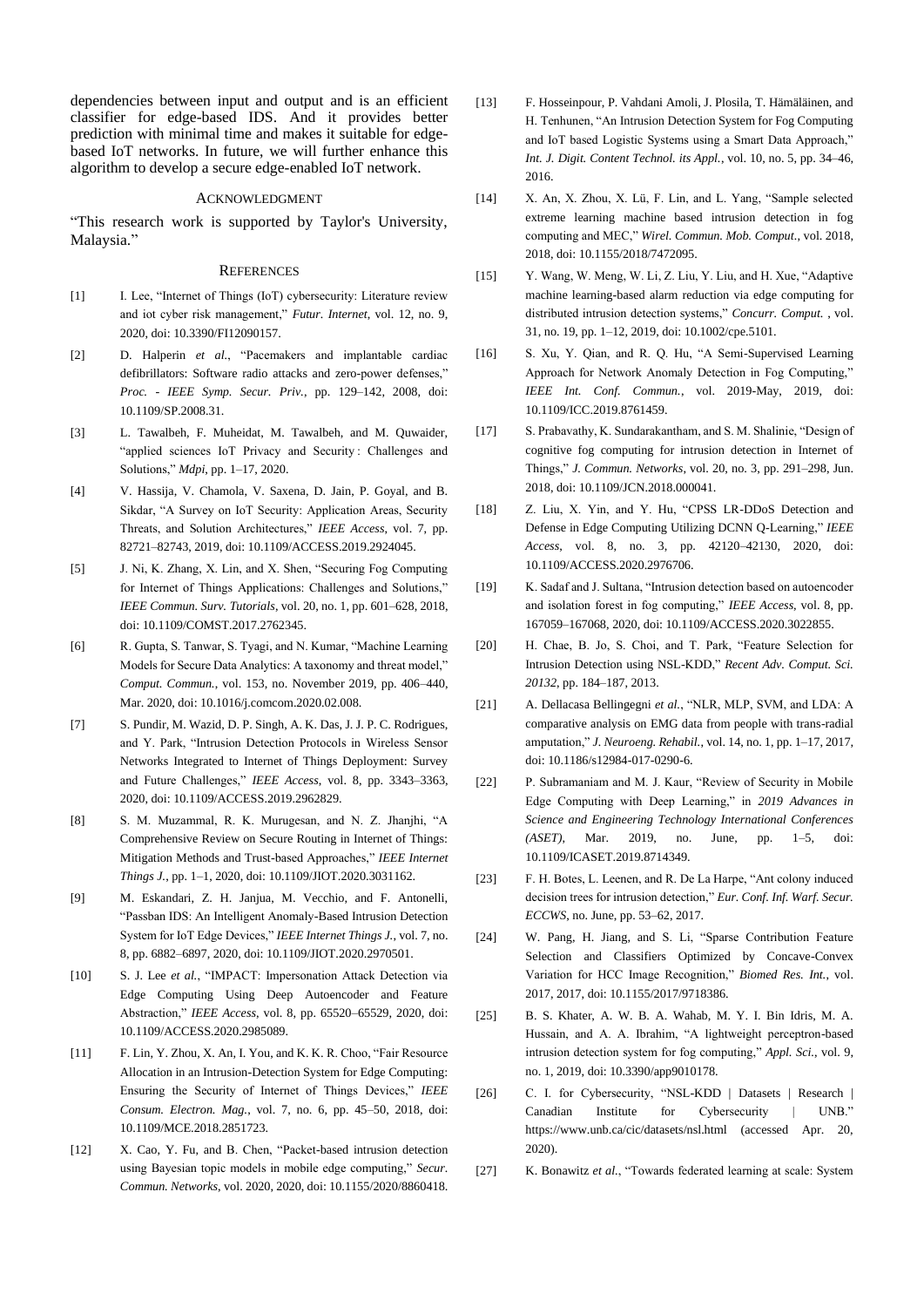dependencies between input and output and is an efficient classifier for edge-based IDS. And it provides better prediction with minimal time and makes it suitable for edge-based IoT networks. In future, we will further enhance this algorithm to develop a secure edge-enabled IoT network.

## Acknowledgment

"This research work is supported by Taylor's University, Malaysia."

## References

[1] I. Lee, "Internet of Things (IoT) cybersecurity: Literature review and iot cyber risk management," *Futur. Internet*, vol. 12, no. 9, 2020, doi: 10.3390/FI12090157.

[2] D. Halperin *et al.*, "Pacemakers and implantable cardiac defibrillators: Software radio attacks and zero-power defenses," *Proc. - IEEE Symp. Secur. Priv.*, pp. 129–142, 2008, doi: 10.1109/SP.2008.31.

[3] L. Tawalbeh, F. Muheidat, M. Tawalbeh, and M. Quwaider, "applied sciences IoT Privacy and Security : Challenges and Solutions," *Mdpi*, pp. 1–17, 2020.

[4] V. Hassija, V. Chamola, V. Saxena, D. Jain, P. Goyal, and B. Sikdar, "A Survey on IoT Security: Application Areas, Security Threats, and Solution Architectures," *IEEE Access*, vol. 7, pp. 82721–82743, 2019, doi: 10.1109/ACCESS.2019.2924045.

[5] J. Ni, K. Zhang, X. Lin, and X. Shen, "Securing Fog Computing for Internet of Things Applications: Challenges and Solutions," *IEEE Commun. Surv. Tutorials*, vol. 20, no. 1, pp. 601–628, 2018, doi: 10.1109/COMST.2017.2762345.

[6] R. Gupta, S. Tanwar, S. Tyagi, and N. Kumar, "Machine Learning Models for Secure Data Analytics: A taxonomy and threat model," *Comput. Commun.*, vol. 153, no. November 2019, pp. 406–440, Mar. 2020, doi: 10.1016/j.comcom.2020.02.008.

[7] S. Pundir, M. Wazid, D. P. Singh, A. K. Das, J. J. P. C. Rodrigues, and Y. Park, "Intrusion Detection Protocols in Wireless Sensor Networks Integrated to Internet of Things Deployment: Survey and Future Challenges," *IEEE Access*, vol. 8, pp. 3343–3363, 2020, doi: 10.1109/ACCESS.2019.2962829.

[8] S. M. Muzammal, R. K. Murugesan, and N. Z. Jhanjhi, "A Comprehensive Review on Secure Routing in Internet of Things: Mitigation Methods and Trust-based Approaches," *IEEE Internet Things J.*, pp. 1–1, 2020, doi: 10.1109/JIOT.2020.3031162.

[9] M. Eskandari, Z. H. Janjua, M. Vecchio, and F. Antonelli, "Passban IDS: An Intelligent Anomaly-Based Intrusion Detection System for IoT Edge Devices," *IEEE Internet Things J.*, vol. 7, no. 8, pp. 6882–6897, 2020, doi: 10.1109/JIOT.2020.2970501.

[10] S. J. Lee *et al.*, "IMPACT: Impersonation Attack Detection via Edge Computing Using Deep Autoencoder and Feature Abstraction," *IEEE Access*, vol. 8, pp. 65520–65529, 2020, doi: 10.1109/ACCESS.2020.2985089.

[11] F. Lin, Y. Zhou, X. An, I. You, and K. K. R. Choo, "Fair Resource Allocation in an Intrusion-Detection System for Edge Computing: Ensuring the Security of Internet of Things Devices," *IEEE Consum. Electron. Mag.*, vol. 7, no. 6, pp. 45–50, 2018, doi: 10.1109/MCE.2018.2851723.

[12] X. Cao, Y. Fu, and B. Chen, "Packet-based intrusion detection using Bayesian topic models in mobile edge computing," *Secur. Commun. Networks*, vol. 2020, 2020, doi: 10.1155/2020/8860418.

[13] F. Hosseinpour, P. Vahdani Amoli, J. Plosila, T. Hämäläinen, and H. Tenhunen, "An Intrusion Detection System for Fog Computing and IoT based Logistic Systems using a Smart Data Approach," *Int. J. Digit. Content Technol. its Appl.*, vol. 10, no. 5, pp. 34–46, 2016.

[14] X. An, X. Zhou, X. Lü, F. Lin, and L. Yang, "Sample selected extreme learning machine based intrusion detection in fog computing and MEC," *Wirel. Commun. Mob. Comput.*, vol. 2018, 2018, doi: 10.1155/2018/7472095.

[15] Y. Wang, W. Meng, W. Li, Z. Liu, Y. Liu, and H. Xue, "Adaptive machine learning-based alarm reduction via edge computing for distributed intrusion detection systems," *Concurr. Comput.* , vol. 31, no. 19, pp. 1–12, 2019, doi: 10.1002/cpe.5101.

[16] S. Xu, Y. Qian, and R. Q. Hu, "A Semi-Supervised Learning Approach for Network Anomaly Detection in Fog Computing," *IEEE Int. Conf. Commun.*, vol. 2019-May, 2019, doi: 10.1109/ICC.2019.8761459.

[17] S. Prabavathy, K. Sundarakantham, and S. M. Shalinie, "Design of cognitive fog computing for intrusion detection in Internet of Things," *J. Commun. Networks*, vol. 20, no. 3, pp. 291–298, Jun. 2018, doi: 10.1109/JCN.2018.000041.

[18] Z. Liu, X. Yin, and Y. Hu, "CPSS LR-DDoS Detection and Defense in Edge Computing Utilizing DCNN Q-Learning," *IEEE Access*, vol. 8, no. 3, pp. 42120–42130, 2020, doi: 10.1109/ACCESS.2020.2976706.

[19] K. Sadaf and J. Sultana, "Intrusion detection based on autoencoder and isolation forest in fog computing," *IEEE Access*, vol. 8, pp. 167059–167068, 2020, doi: 10.1109/ACCESS.2020.3022855.

[20] H. Chae, B. Jo, S. Choi, and T. Park, "Feature Selection for Intrusion Detection using NSL-KDD," *Recent Adv. Comput. Sci. 20132*, pp. 184–187, 2013.

[21] A. Dellacasa Bellingegni *et al.*, "NLR, MLP, SVM, and LDA: A comparative analysis on EMG data from people with trans-radial amputation," *J. Neuroeng. Rehabil.*, vol. 14, no. 1, pp. 1–17, 2017, doi: 10.1186/s12984-017-0290-6.

[22] P. Subramaniam and M. J. Kaur, "Review of Security in Mobile Edge Computing with Deep Learning," in *2019 Advances in Science and Engineering Technology International Conferences (ASET)*, Mar. 2019, no. June, pp. 1–5, doi: 10.1109/ICASET.2019.8714349.

[23] F. H. Botes, L. Leenen, and R. De La Harpe, "Ant colony induced decision trees for intrusion detection," *Eur. Conf. Inf. Warf. Secur. ECCWS*, no. June, pp. 53–62, 2017.

[24] W. Pang, H. Jiang, and S. Li, "Sparse Contribution Feature Selection and Classifiers Optimized by Concave-Convex Variation for HCC Image Recognition," *Biomed Res. Int.*, vol. 2017, 2017, doi: 10.1155/2017/9718386.

[25] B. S. Khater, A. W. B. A. Wahab, M. Y. I. Bin Idris, M. A. Hussain, and A. A. Ibrahim, "A lightweight perceptron-based intrusion detection system for fog computing," *Appl. Sci.*, vol. 9, no. 1, 2019, doi: 10.3390/app9010178.

[26] C. I. for Cybersecurity, "NSL-KDD | Datasets | Research | Canadian Institute for Cybersecurity | UNB." https://www.unb.ca/cic/datasets/nsl.html (accessed Apr. 20, 2020).

[27] K. Bonawitz *et al.*, "Towards federated learning at scale: System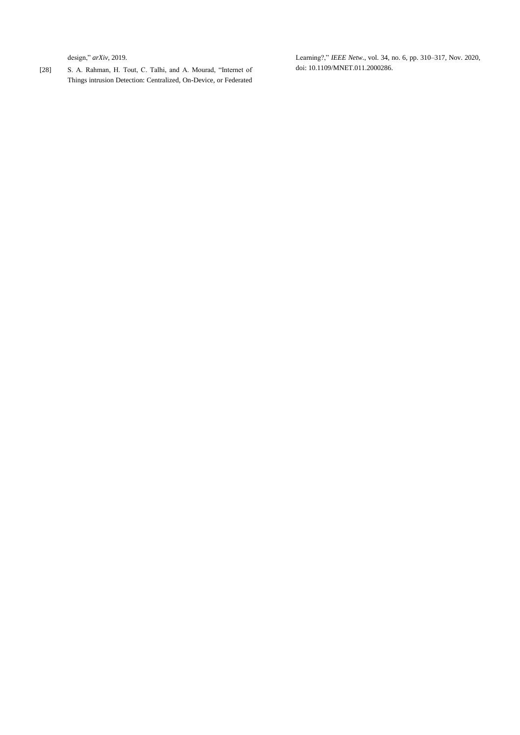design," *arXiv*, 2019.

[28] S. A. Rahman, H. Tout, C. Talhi, and A. Mourad, "Internet of Things intrusion Detection: Centralized, On-Device, or Federated Learning?," *IEEE Netw.*, vol. 34, no. 6, pp. 310–317, Nov. 2020, doi: 10.1109/MNET.011.2000286.